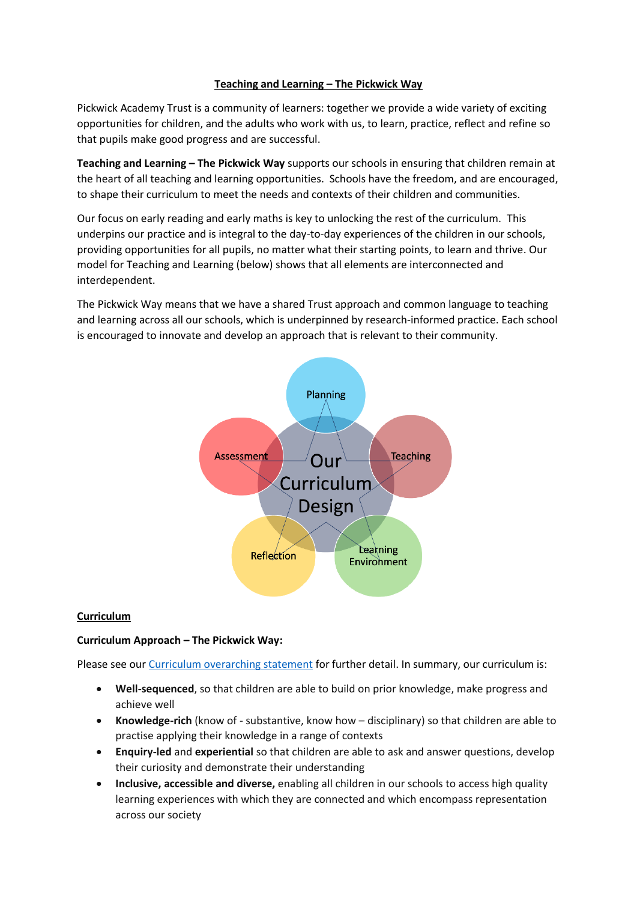# Teaching and Learning – The Pickwick Way

Pickwick Academy Trust is a community of learners: together we provide a wide variety of exciting opportunities for children, and the adults who work with us, to learn, practice, reflect and refine so that pupils make good progress and are successful.

**Teaching and Learning – The Pickwick Way** supports our schools in ensuring that children remain at the heart of all teaching and learning opportunities. Schools have the freedom, and are encouraged, to shape their curriculum to meet the needs and contexts of their children and communities.

Our focus on early reading and early maths is key to unlocking the rest of the curriculum. This underpins our practice and is integral to the day-to-day experiences of the children in our schools, providing opportunities for all pupils, no matter what their starting points, to learn and thrive. Our model for Teaching and Learning (below) shows that all elements are interconnected and interdependent.

The Pickwick Way means that we have a shared Trust approach and common language to teaching and learning across all our schools, which is underpinned by research-informed practice. Each school is encouraged to innovate and develop an approach that is relevant to their community.

Planning

Assessment

Teaching

Our Curriculum Design

Reflection

Learning Environment

## Curriculum

### Curriculum Approach – The Pickwick Way:

Please see our Curriculum overarching statement for further detail. In summary, our curriculum is:

- **Well-sequenced**, so that children are able to build on prior knowledge, make progress and achieve well
- **Knowledge-rich** (know of - substantive, know how – disciplinary) so that children are able to practise applying their knowledge in a range of contexts
- **Enquiry-led** and **experiential** so that children are able to ask and answer questions, develop their curiosity and demonstrate their understanding
- **Inclusive, accessible and diverse,** enabling all children in our schools to access high quality learning experiences with which they are connected and which encompass representation across our society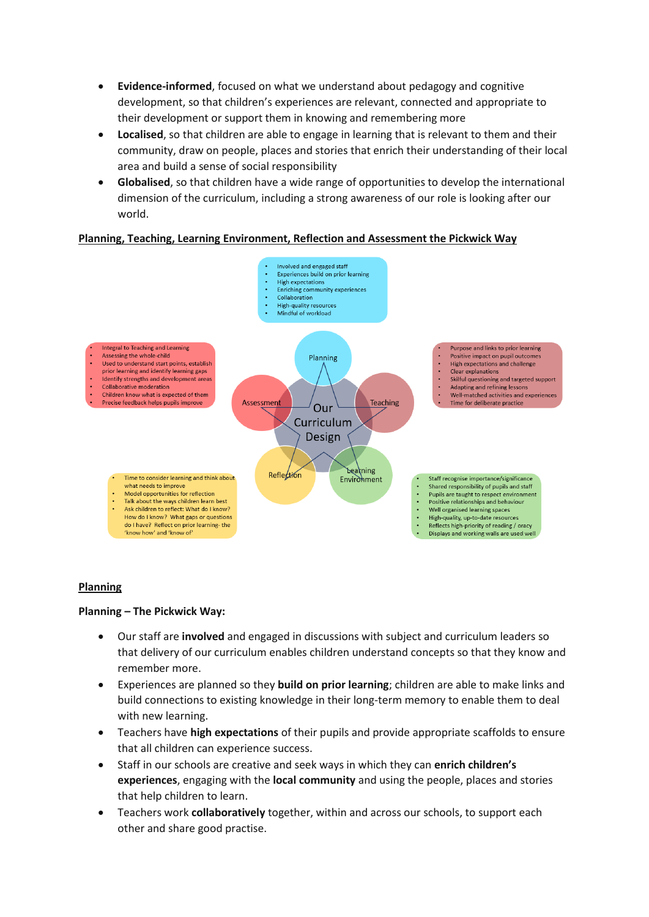- **Evidence-informed**, focused on what we understand about pedagogy and cognitive development, so that children's experiences are relevant, connected and appropriate to their development or support them in knowing and remembering more
- **Localised**, so that children are able to engage in learning that is relevant to them and their community, draw on people, places and stories that enrich their understanding of their local area and build a sense of social responsibility
- **Globalised**, so that children have a wide range of opportunities to develop the international dimension of the curriculum, including a strong awareness of our role is looking after our world.

## Planning, Teaching, Learning Environment, Reflection and Assessment the Pickwick Way

**Planning**
- Involved and engaged staff
- Experiences build on prior learning
- High expectations
- Enriching community experiences
- Collaboration
- High-quality resources
- Mindful of workload

**Assessment**
- Integral to Teaching and Learning
- Assessing the whole-child
- Used to understand start points, establish prior learning and identify learning gaps
- Identify strengths and development areas
- Collaborative moderation
- Children know what is expected of them
- Precise feedback helps pupils improve

**Teaching**
- Purpose and links to prior learning
- Positive impact on pupil outcomes
- High expectations and challenge
- Clear explanations
- Skilful questioning and targeted support
- Adapting and refining lessons
- Well-matched activities and experiences
- Time for deliberate practice

Our Curriculum Design

**Reflection**
- Time to consider learning and think about what needs to improve
- Model opportunities for reflection
- Talk about the ways children learn best
- Ask children to reflect: What do I know? How do I know? What gaps or questions do I have? Reflect on prior learning- the 'know how' and 'know of'

**Learning Environment**
- Staff recognise importance/significance
- Shared responsibility of pupils and staff
- Pupils are taught to respect environment
- Positive relationships and behaviour
- Well organised learning spaces
- High-quality, up-to-date resources
- Reflects high-priority of reading / oracy
- Displays and working walls are used well

## Planning

**Planning – The Pickwick Way:**

- Our staff are **involved** and engaged in discussions with subject and curriculum leaders so that delivery of our curriculum enables children understand concepts so that they know and remember more.
- Experiences are planned so they **build on prior learning**; children are able to make links and build connections to existing knowledge in their long-term memory to enable them to deal with new learning.
- Teachers have **high expectations** of their pupils and provide appropriate scaffolds to ensure that all children can experience success.
- Staff in our schools are creative and seek ways in which they can **enrich children's experiences**, engaging with the **local community** and using the people, places and stories that help children to learn.
- Teachers work **collaboratively** together, within and across our schools, to support each other and share good practise.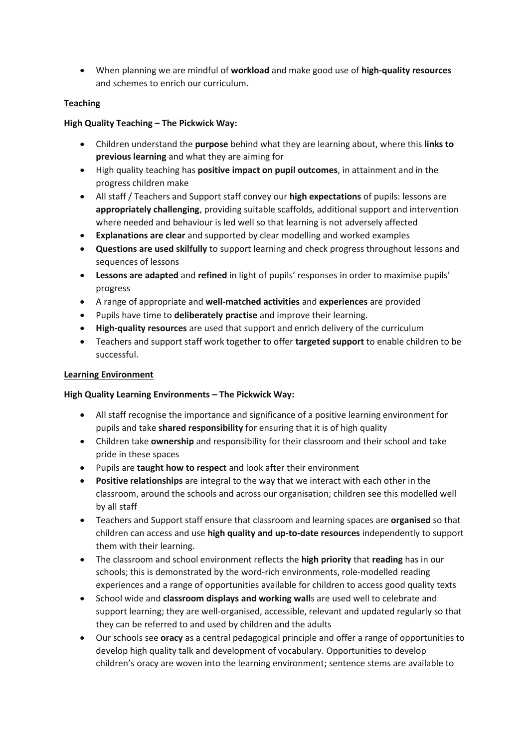- When planning we are mindful of **workload** and make good use of **high-quality resources** and schemes to enrich our curriculum.

**<u>Teaching</u>**

**High Quality Teaching – The Pickwick Way:**

- Children understand the **purpose** behind what they are learning about, where this **links to previous learning** and what they are aiming for
- High quality teaching has **positive impact on pupil outcomes**, in attainment and in the progress children make
- All staff / Teachers and Support staff convey our **high expectations** of pupils: lessons are **appropriately challenging**, providing suitable scaffolds, additional support and intervention where needed and behaviour is led well so that learning is not adversely affected
- **Explanations are clear** and supported by clear modelling and worked examples
- **Questions are used skilfully** to support learning and check progress throughout lessons and sequences of lessons
- **Lessons are adapted** and **refined** in light of pupils' responses in order to maximise pupils' progress
- A range of appropriate and **well-matched activities** and **experiences** are provided
- Pupils have time to **deliberately practise** and improve their learning.
- **High-quality resources** are used that support and enrich delivery of the curriculum
- Teachers and support staff work together to offer **targeted support** to enable children to be successful.

**<u>Learning Environment</u>**

**High Quality Learning Environments – The Pickwick Way:**

- All staff recognise the importance and significance of a positive learning environment for pupils and take **shared responsibility** for ensuring that it is of high quality
- Children take **ownership** and responsibility for their classroom and their school and take pride in these spaces
- Pupils are **taught how to respect** and look after their environment
- **Positive relationships** are integral to the way that we interact with each other in the classroom, around the schools and across our organisation; children see this modelled well by all staff
- Teachers and Support staff ensure that classroom and learning spaces are **organised** so that children can access and use **high quality and up-to-date resources** independently to support them with their learning.
- The classroom and school environment reflects the **high priority** that **reading** has in our schools; this is demonstrated by the word-rich environments, role-modelled reading experiences and a range of opportunities available for children to access good quality texts
- School wide and **classroom displays and working wall**s are used well to celebrate and support learning; they are well-organised, accessible, relevant and updated regularly so that they can be referred to and used by children and the adults
- Our schools see **oracy** as a central pedagogical principle and offer a range of opportunities to develop high quality talk and development of vocabulary. Opportunities to develop children's oracy are woven into the learning environment; sentence stems are available to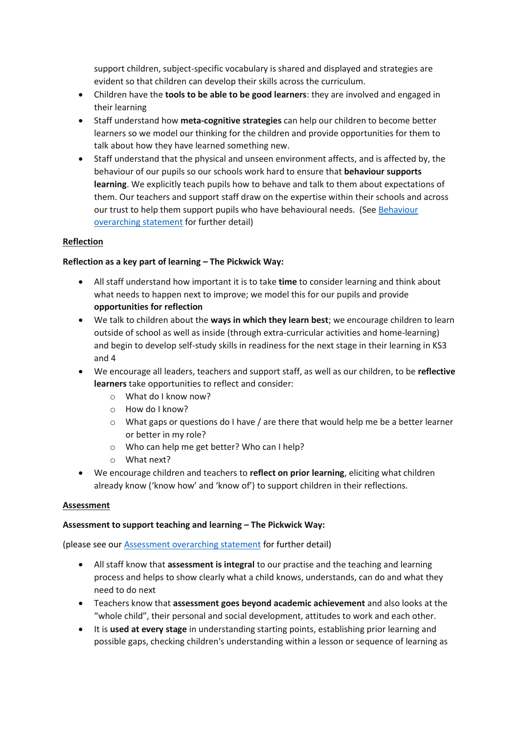support children, subject-specific vocabulary is shared and displayed and strategies are evident so that children can develop their skills across the curriculum.

- Children have the **tools to be able to be good learners**: they are involved and engaged in their learning
- Staff understand how **meta-cognitive strategies** can help our children to become better learners so we model our thinking for the children and provide opportunities for them to talk about how they have learned something new.
- Staff understand that the physical and unseen environment affects, and is affected by, the behaviour of our pupils so our schools work hard to ensure that **behaviour supports learning**. We explicitly teach pupils how to behave and talk to them about expectations of them. Our teachers and support staff draw on the expertise within their schools and across our trust to help them support pupils who have behavioural needs. (See Behaviour overarching statement for further detail)

**Reflection**

**Reflection as a key part of learning – The Pickwick Way:**

- All staff understand how important it is to take **time** to consider learning and think about what needs to happen next to improve; we model this for our pupils and provide **opportunities for reflection**
- We talk to children about the **ways in which they learn best**; we encourage children to learn outside of school as well as inside (through extra-curricular activities and home-learning) and begin to develop self-study skills in readiness for the next stage in their learning in KS3 and 4
- We encourage all leaders, teachers and support staff, as well as our children, to be **reflective learners** take opportunities to reflect and consider:
    - What do I know now?
    - How do I know?
    - What gaps or questions do I have / are there that would help me be a better learner or better in my role?
    - Who can help me get better? Who can I help?
    - What next?
- We encourage children and teachers to **reflect on prior learning**, eliciting what children already know ('know how' and 'know of') to support children in their reflections.

**Assessment**

**Assessment to support teaching and learning – The Pickwick Way:**

(please see our Assessment overarching statement for further detail)

- All staff know that **assessment is integral** to our practise and the teaching and learning process and helps to show clearly what a child knows, understands, can do and what they need to do next
- Teachers know that **assessment goes beyond academic achievement** and also looks at the "whole child", their personal and social development, attitudes to work and each other.
- It is **used at every stage** in understanding starting points, establishing prior learning and possible gaps, checking children's understanding within a lesson or sequence of learning as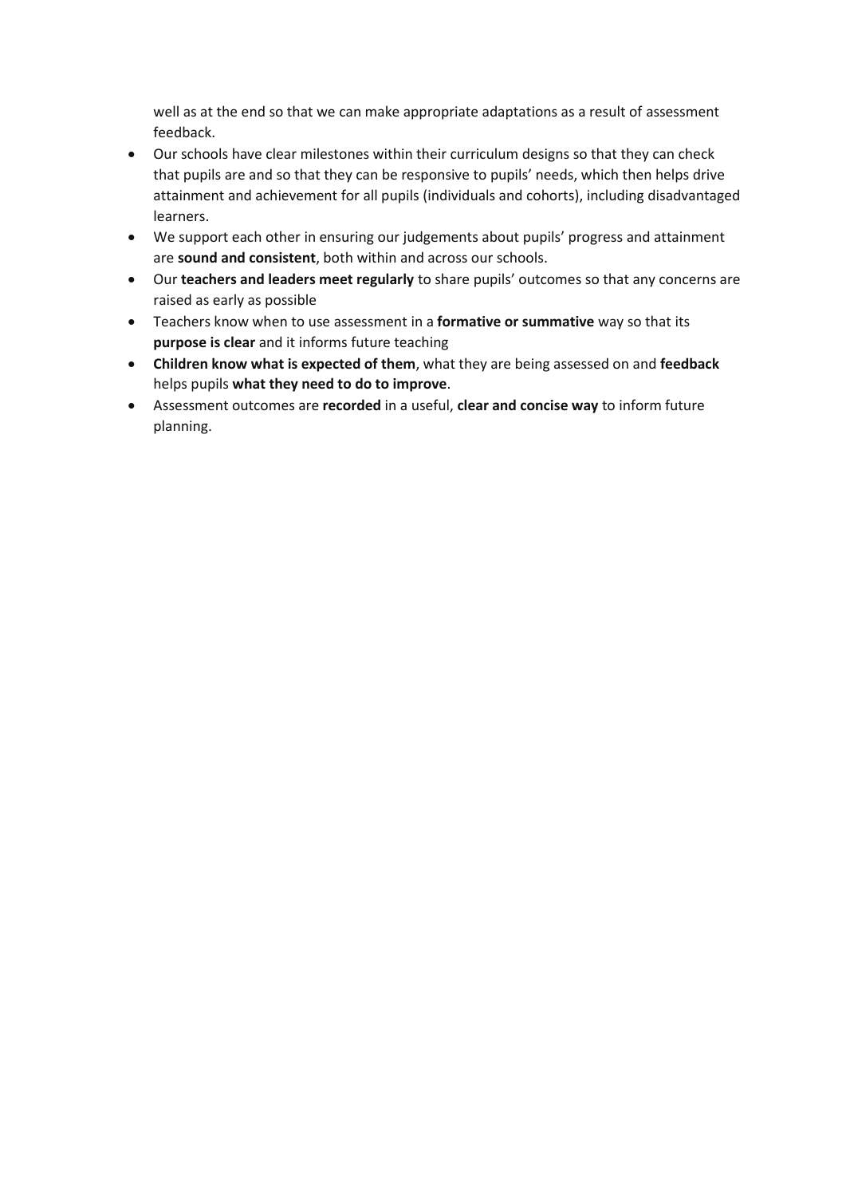well as at the end so that we can make appropriate adaptations as a result of assessment feedback.

- Our schools have clear milestones within their curriculum designs so that they can check that pupils are and so that they can be responsive to pupils' needs, which then helps drive attainment and achievement for all pupils (individuals and cohorts), including disadvantaged learners.
- We support each other in ensuring our judgements about pupils' progress and attainment are **sound and consistent**, both within and across our schools.
- Our **teachers and leaders meet regularly** to share pupils' outcomes so that any concerns are raised as early as possible
- Teachers know when to use assessment in a **formative or summative** way so that its **purpose is clear** and it informs future teaching
- **Children know what is expected of them**, what they are being assessed on and **feedback** helps pupils **what they need to do to improve**.
- Assessment outcomes are **recorded** in a useful, **clear and concise way** to inform future planning.